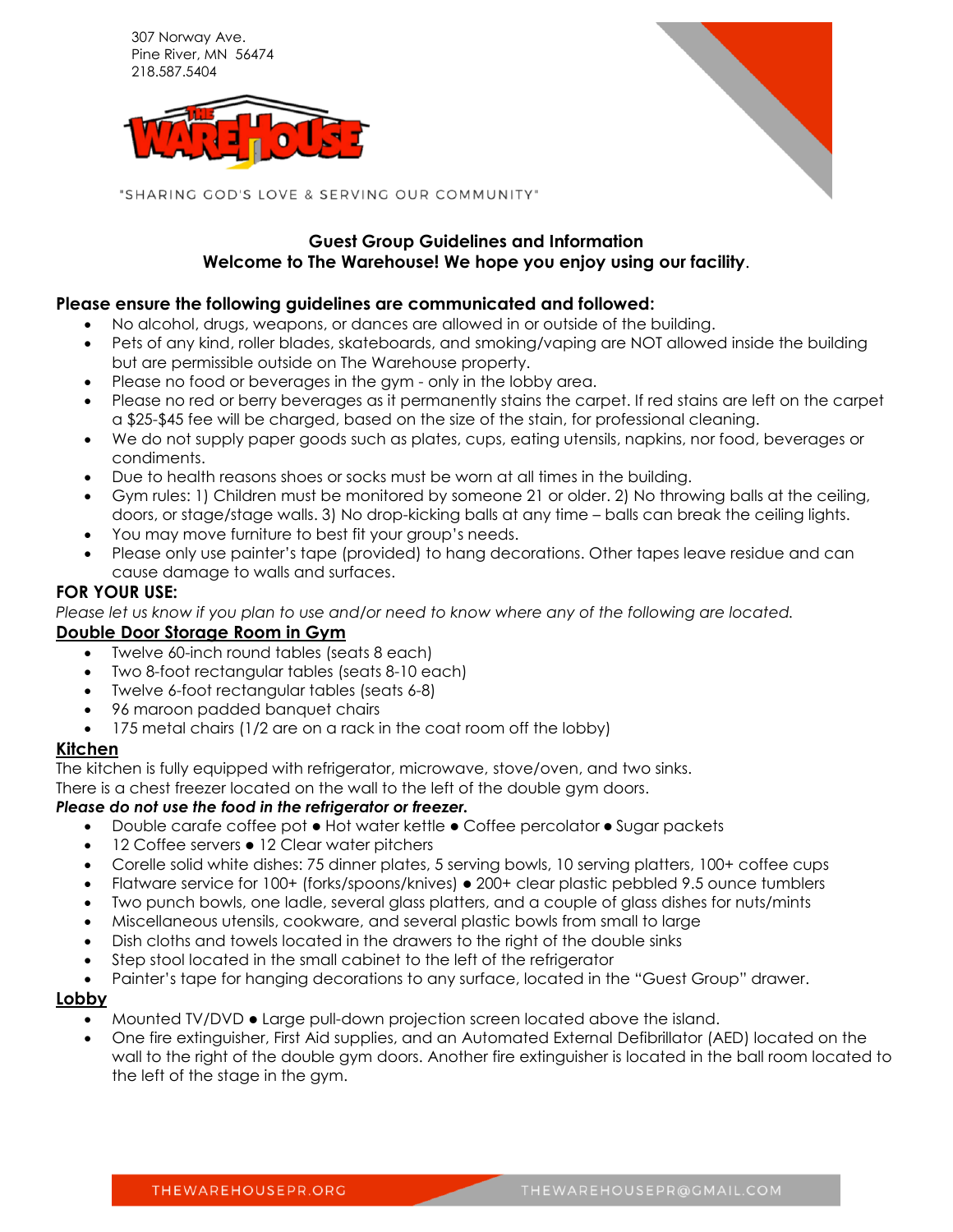307 Norway Ave.
Pine River, MN 56474
218.587.5404

"SHARING GOD'S LOVE & SERVING OUR COMMUNITY"

**Guest Group Guidelines and Information**

**Welcome to The Warehouse! We hope you enjoy using our facility**.

**Please ensure the following guidelines are communicated and followed:**

- No alcohol, drugs, weapons, or dances are allowed in or outside of the building.
- Pets of any kind, roller blades, skateboards, and smoking/vaping are NOT allowed inside the building but are permissible outside on The Warehouse property.
- Please no food or beverages in the gym - only in the lobby area.
- Please no red or berry beverages as it permanently stains the carpet. If red stains are left on the carpet a $25-$45 fee will be charged, based on the size of the stain, for professional cleaning.
- We do not supply paper goods such as plates, cups, eating utensils, napkins, nor food, beverages or condiments.
- Due to health reasons shoes or socks must be worn at all times in the building.
- Gym rules: 1) Children must be monitored by someone 21 or older. 2) No throwing balls at the ceiling, doors, or stage/stage walls. 3) No drop-kicking balls at any time – balls can break the ceiling lights.
- You may move furniture to best fit your group's needs.
- Please only use painter's tape (provided) to hang decorations. Other tapes leave residue and can cause damage to walls and surfaces.

**FOR YOUR USE:**

*Please let us know if you plan to use and/or need to know where any of the following are located.*

**Double Door Storage Room in Gym**

- Twelve 60-inch round tables (seats 8 each)
- Two 8-foot rectangular tables (seats 8-10 each)
- Twelve 6-foot rectangular tables (seats 6-8)
- 96 maroon padded banquet chairs
- 175 metal chairs (1/2 are on a rack in the coat room off the lobby)

**Kitchen**

The kitchen is fully equipped with refrigerator, microwave, stove/oven, and two sinks.
There is a chest freezer located on the wall to the left of the double gym doors.

***Please do not use the food in the refrigerator or freezer.***

- Double carafe coffee pot ● Hot water kettle ● Coffee percolator ● Sugar packets
- 12 Coffee servers ● 12 Clear water pitchers
- Corelle solid white dishes: 75 dinner plates, 5 serving bowls, 10 serving platters, 100+ coffee cups
- Flatware service for 100+ (forks/spoons/knives) ● 200+ clear plastic pebbled 9.5 ounce tumblers
- Two punch bowls, one ladle, several glass platters, and a couple of glass dishes for nuts/mints
- Miscellaneous utensils, cookware, and several plastic bowls from small to large
- Dish cloths and towels located in the drawers to the right of the double sinks
- Step stool located in the small cabinet to the left of the refrigerator
- Painter's tape for hanging decorations to any surface, located in the "Guest Group" drawer.

**Lobby**

- Mounted TV/DVD ● Large pull-down projection screen located above the island.
- One fire extinguisher, First Aid supplies, and an Automated External Defibrillator (AED) located on the wall to the right of the double gym doors. Another fire extinguisher is located in the ball room located to the left of the stage in the gym.

THEWAREHOUSEPR.ORG THEWAREHOUSEPR@GMAIL.COM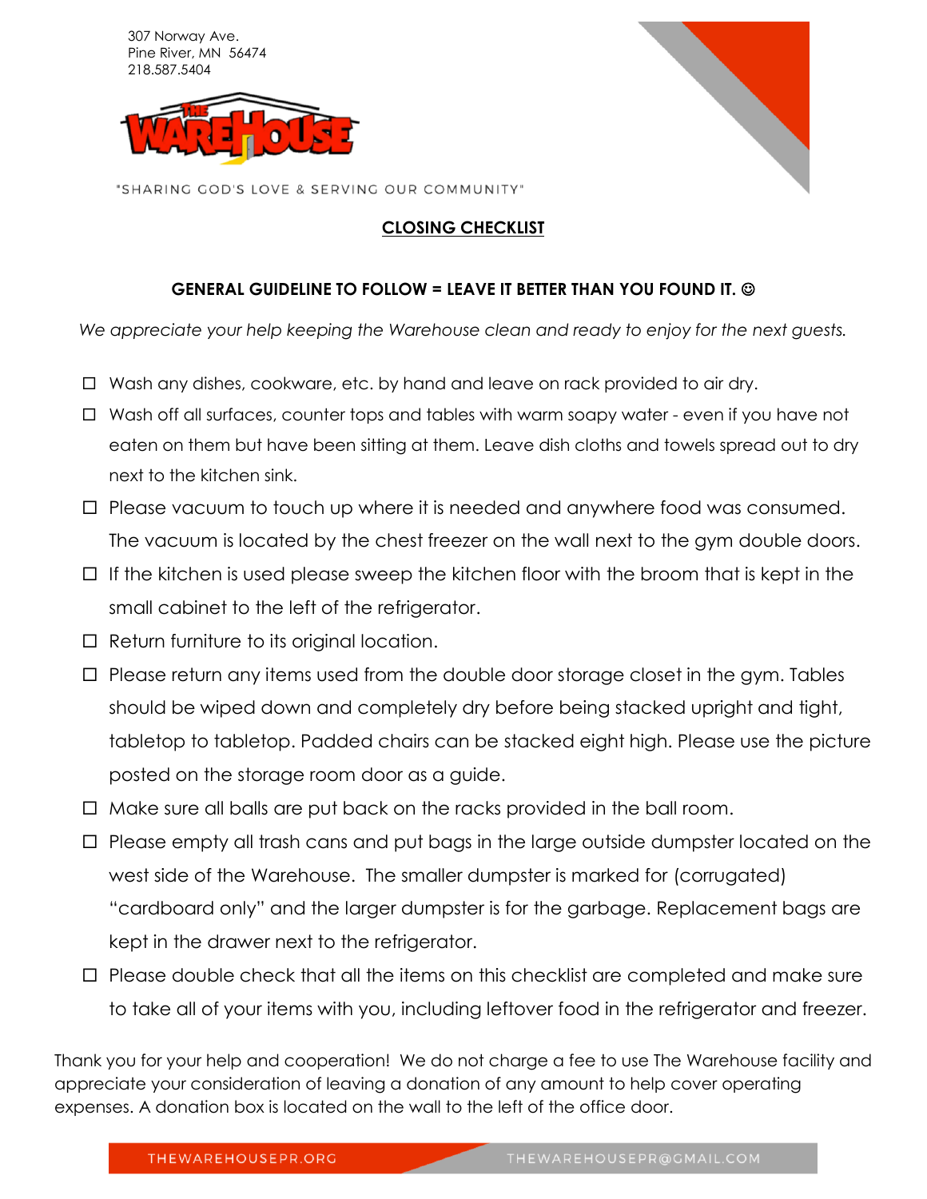307 Norway Ave.
Pine River, MN 56474
218.587.5404

THE WAREHOUSE

"SHARING GOD'S LOVE & SERVING OUR COMMUNITY"

## CLOSING CHECKLIST

**GENERAL GUIDELINE TO FOLLOW = LEAVE IT BETTER THAN YOU FOUND IT. ☺**

*We appreciate your help keeping the Warehouse clean and ready to enjoy for the next guests.*

- ☐ Wash any dishes, cookware, etc. by hand and leave on rack provided to air dry.
- ☐ Wash off all surfaces, counter tops and tables with warm soapy water - even if you have not eaten on them but have been sitting at them. Leave dish cloths and towels spread out to dry next to the kitchen sink.
- ☐ Please vacuum to touch up where it is needed and anywhere food was consumed. The vacuum is located by the chest freezer on the wall next to the gym double doors.
- ☐ If the kitchen is used please sweep the kitchen floor with the broom that is kept in the small cabinet to the left of the refrigerator.
- ☐ Return furniture to its original location.
- ☐ Please return any items used from the double door storage closet in the gym. Tables should be wiped down and completely dry before being stacked upright and tight, tabletop to tabletop. Padded chairs can be stacked eight high. Please use the picture posted on the storage room door as a guide.
- ☐ Make sure all balls are put back on the racks provided in the ball room.
- ☐ Please empty all trash cans and put bags in the large outside dumpster located on the west side of the Warehouse. The smaller dumpster is marked for (corrugated) "cardboard only" and the larger dumpster is for the garbage. Replacement bags are kept in the drawer next to the refrigerator.
- ☐ Please double check that all the items on this checklist are completed and make sure to take all of your items with you, including leftover food in the refrigerator and freezer.

Thank you for your help and cooperation! We do not charge a fee to use The Warehouse facility and appreciate your consideration of leaving a donation of any amount to help cover operating expenses. A donation box is located on the wall to the left of the office door.

THEWAREHOUSEPR.ORG THEWAREHOUSEPR@GMAIL.COM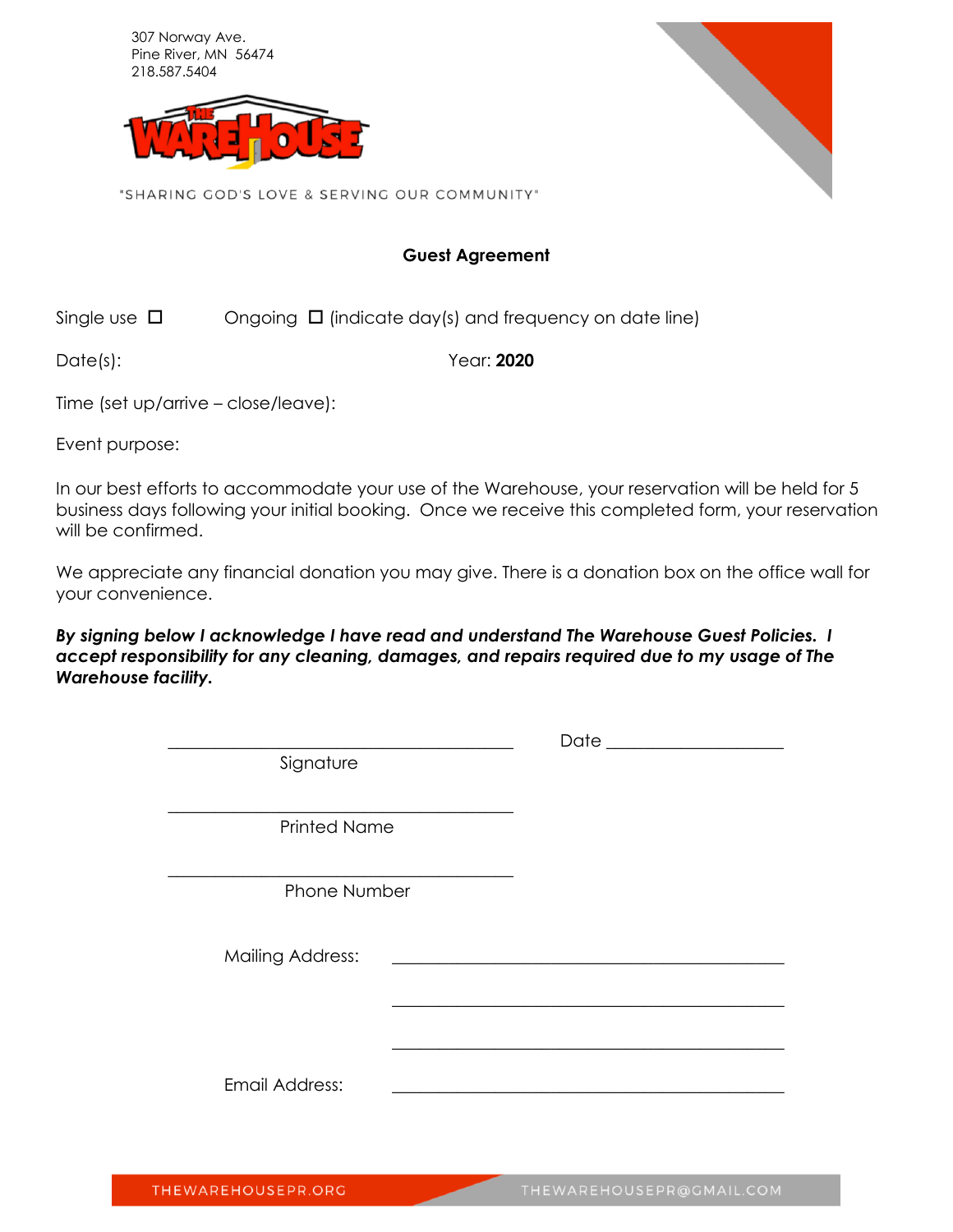307 Norway Ave.
Pine River, MN 56474
218.587.5404

"SHARING GOD'S LOVE & SERVING OUR COMMUNITY"

## Guest Agreement

Single use ☐ Ongoing ☐ (indicate day(s) and frequency on date line)

Date(s): Year: **2020**

Time (set up/arrive – close/leave):

Event purpose:

In our best efforts to accommodate your use of the Warehouse, your reservation will be held for 5 business days following your initial booking. Once we receive this completed form, your reservation will be confirmed.

We appreciate any financial donation you may give. There is a donation box on the office wall for your convenience.

***By signing below I acknowledge I have read and understand The Warehouse Guest Policies. I accept responsibility for any cleaning, damages, and repairs required due to my usage of The Warehouse facility.***

\_\_\_\_\_\_\_\_\_\_\_\_\_\_\_\_\_\_\_\_\_\_\_\_\_\_\_\_\_\_\_\_\_\_\_\_ Date \_\_\_\_\_\_\_\_\_\_\_\_\_\_\_\_\_\_\_\_
Signature

\_\_\_\_\_\_\_\_\_\_\_\_\_\_\_\_\_\_\_\_\_\_\_\_\_\_\_\_\_\_\_\_\_\_\_\_
Printed Name

\_\_\_\_\_\_\_\_\_\_\_\_\_\_\_\_\_\_\_\_\_\_\_\_\_\_\_\_\_\_\_\_\_\_\_\_
Phone Number

Mailing Address: \_\_\_\_\_\_\_\_\_\_\_\_\_\_\_\_\_\_\_\_\_\_\_\_\_\_\_\_\_\_\_\_\_\_\_\_\_\_\_\_

\_\_\_\_\_\_\_\_\_\_\_\_\_\_\_\_\_\_\_\_\_\_\_\_\_\_\_\_\_\_\_\_\_\_\_\_\_\_\_\_

\_\_\_\_\_\_\_\_\_\_\_\_\_\_\_\_\_\_\_\_\_\_\_\_\_\_\_\_\_\_\_\_\_\_\_\_\_\_\_\_

Email Address: \_\_\_\_\_\_\_\_\_\_\_\_\_\_\_\_\_\_\_\_\_\_\_\_\_\_\_\_\_\_\_\_\_\_\_\_\_\_\_\_

THEWAREHOUSEPR.ORG THEWAREHOUSEPR@GMAIL.COM